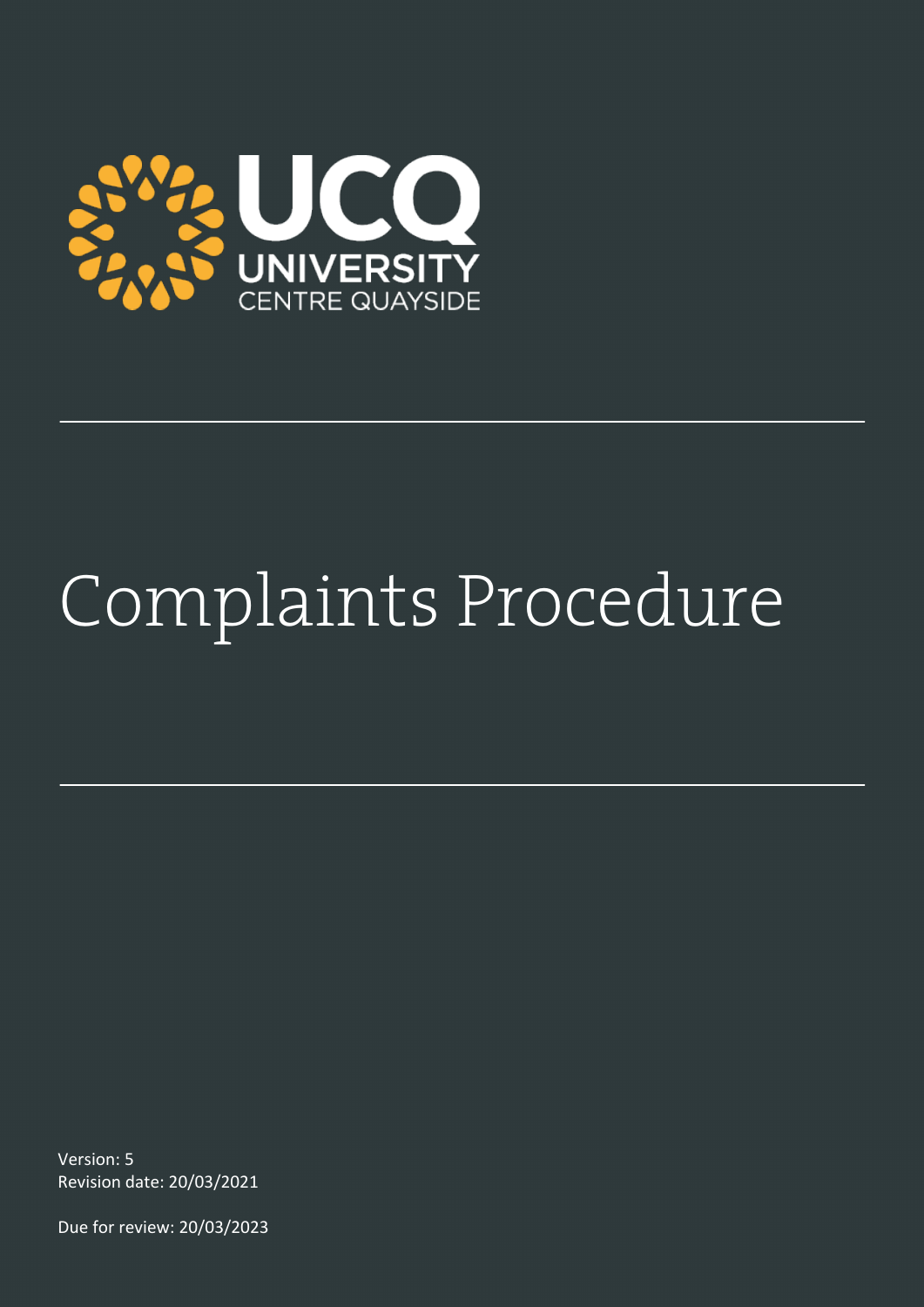UCQ

UNIVERSITY CENTRE QUAYSIDE

# Complaints Procedure

Version: 5
Revision date: 20/03/2021

Due for review: 20/03/2023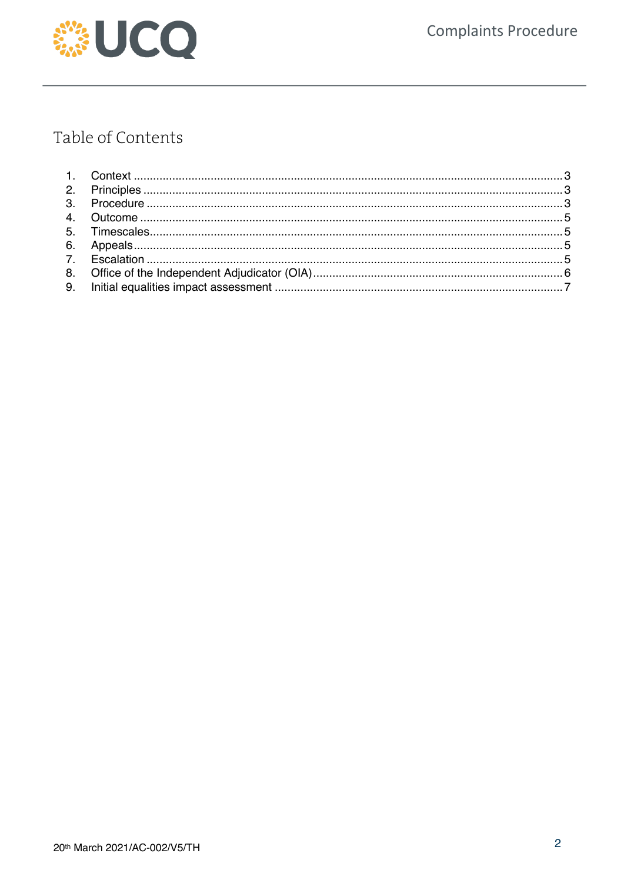# Table of Contents

1. Context ... 3
2. Principles ... 3
3. Procedure ... 3
4. Outcome ... 5
5. Timescales ... 5
6. Appeals ... 5
7. Escalation ... 5
8. Office of the Independent Adjudicator (OIA) ... 6
9. Initial equalities impact assessment ... 7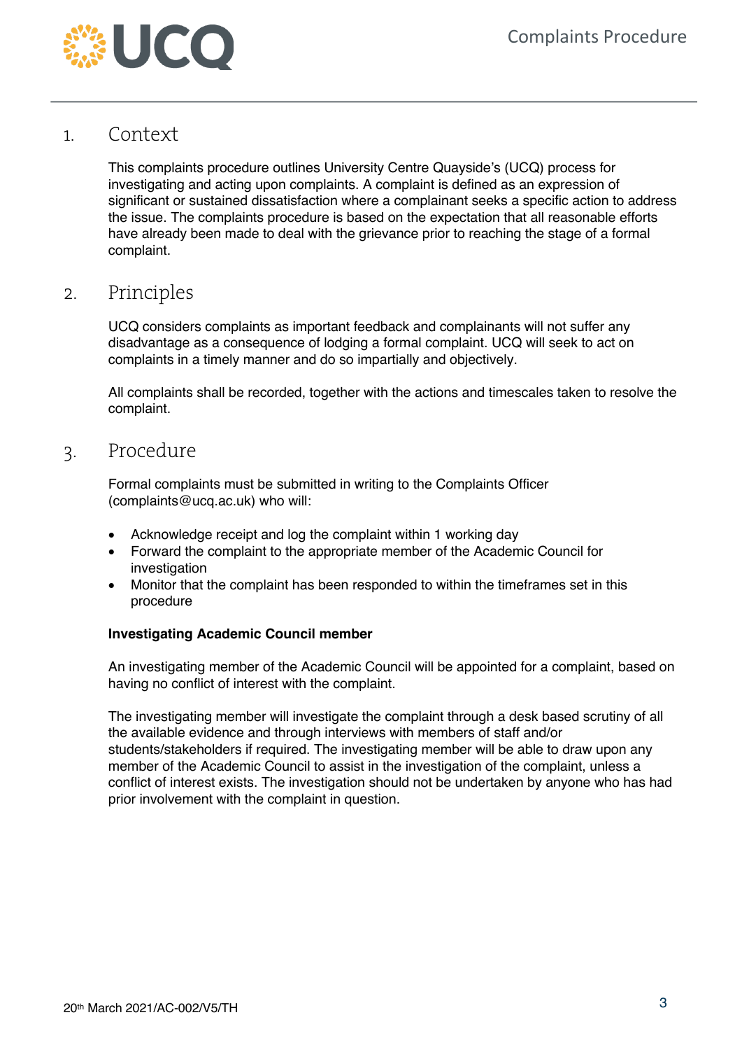## 1. Context

This complaints procedure outlines University Centre Quayside's (UCQ) process for investigating and acting upon complaints. A complaint is defined as an expression of significant or sustained dissatisfaction where a complainant seeks a specific action to address the issue. The complaints procedure is based on the expectation that all reasonable efforts have already been made to deal with the grievance prior to reaching the stage of a formal complaint.

## 2. Principles

UCQ considers complaints as important feedback and complainants will not suffer any disadvantage as a consequence of lodging a formal complaint. UCQ will seek to act on complaints in a timely manner and do so impartially and objectively.

All complaints shall be recorded, together with the actions and timescales taken to resolve the complaint.

## 3. Procedure

Formal complaints must be submitted in writing to the Complaints Officer (complaints@ucq.ac.uk) who will:

- Acknowledge receipt and log the complaint within 1 working day
- Forward the complaint to the appropriate member of the Academic Council for investigation
- Monitor that the complaint has been responded to within the timeframes set in this procedure

**Investigating Academic Council member**

An investigating member of the Academic Council will be appointed for a complaint, based on having no conflict of interest with the complaint.

The investigating member will investigate the complaint through a desk based scrutiny of all the available evidence and through interviews with members of staff and/or students/stakeholders if required. The investigating member will be able to draw upon any member of the Academic Council to assist in the investigation of the complaint, unless a conflict of interest exists. The investigation should not be undertaken by anyone who has had prior involvement with the complaint in question.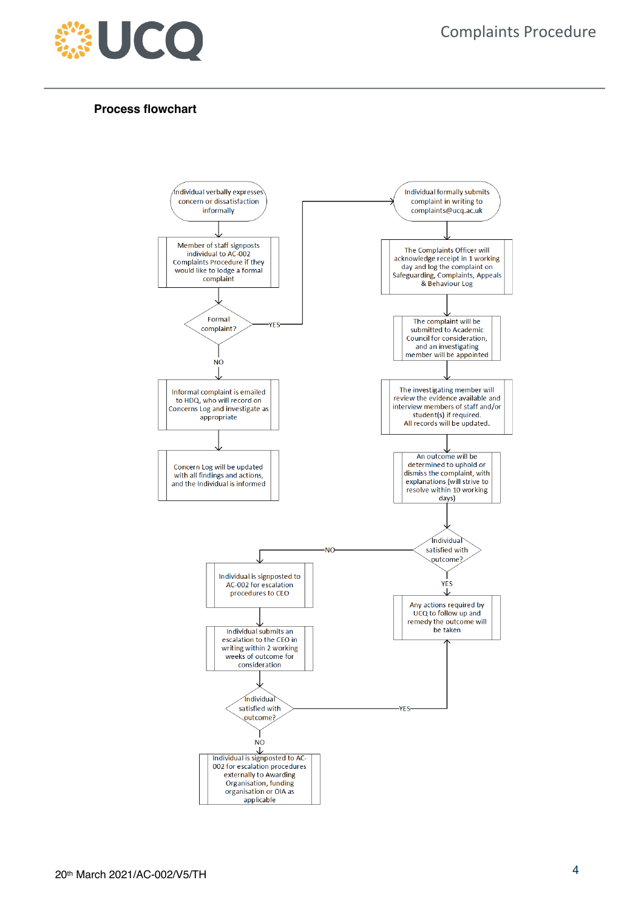### Process flowchart

Individual verbally expresses concern or dissatisfaction informally

Member of staff signposts individual to AC-002 Complaints Procedure if they would like to lodge a formal complaint

Formal complaint?

YES

NO

Informal complaint is emailed to HDQ, who will record on Concerns Log and investigate as appropriate

Concern Log will be updated with all findings and actions, and the Individual is informed

Individual formally submits complaint in writing to complaints@ucq.ac.uk

The Complaints Officer will acknowledge receipt in 1 working day and log the complaint on Safeguarding, Complaints, Appeals & Behaviour Log

The complaint will be submitted to Academic Council for consideration, and an investigating member will be appointed

The investigating member will review the evidence available and interview members of staff and/or student(s) if required. All records will be updated.

An outcome will be determined to uphold or dismiss the complaint, with explanations (will strive to resolve within 10 working days)

Individual satisfied with outcome?

NO

YES

Any actions required by UCQ to follow up and remedy the outcome will be taken

Individual is signposted to AC-002 for escalation procedures to CEO

Individual submits an escalation to the CEO in writing within 2 working weeks of outcome for consideration

Individual satisfied with outcome?

YES

NO

Individual is signposted to AC-002 for escalation procedures externally to Awarding Organisation, funding organisation or OIA as applicable

20th March 2021/AC-002/V5/TH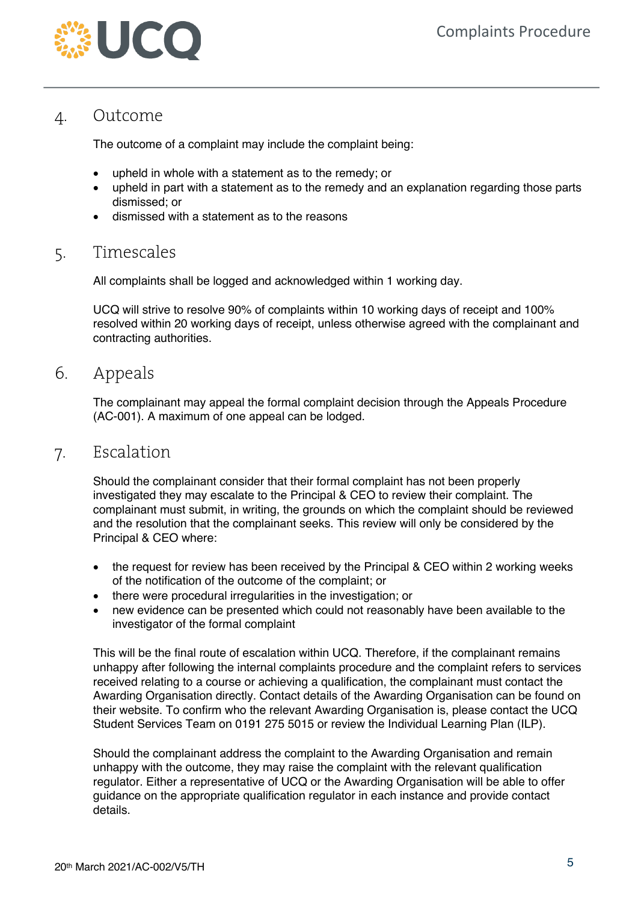## 4. Outcome

The outcome of a complaint may include the complaint being:

- upheld in whole with a statement as to the remedy; or
- upheld in part with a statement as to the remedy and an explanation regarding those parts dismissed; or
- dismissed with a statement as to the reasons

## 5. Timescales

All complaints shall be logged and acknowledged within 1 working day.

UCQ will strive to resolve 90% of complaints within 10 working days of receipt and 100% resolved within 20 working days of receipt, unless otherwise agreed with the complainant and contracting authorities.

## 6. Appeals

The complainant may appeal the formal complaint decision through the Appeals Procedure (AC-001). A maximum of one appeal can be lodged.

## 7. Escalation

Should the complainant consider that their formal complaint has not been properly investigated they may escalate to the Principal & CEO to review their complaint. The complainant must submit, in writing, the grounds on which the complaint should be reviewed and the resolution that the complainant seeks. This review will only be considered by the Principal & CEO where:

- the request for review has been received by the Principal & CEO within 2 working weeks of the notification of the outcome of the complaint; or
- there were procedural irregularities in the investigation; or
- new evidence can be presented which could not reasonably have been available to the investigator of the formal complaint

This will be the final route of escalation within UCQ. Therefore, if the complainant remains unhappy after following the internal complaints procedure and the complaint refers to services received relating to a course or achieving a qualification, the complainant must contact the Awarding Organisation directly. Contact details of the Awarding Organisation can be found on their website. To confirm who the relevant Awarding Organisation is, please contact the UCQ Student Services Team on 0191 275 5015 or review the Individual Learning Plan (ILP).

Should the complainant address the complaint to the Awarding Organisation and remain unhappy with the outcome, they may raise the complaint with the relevant qualification regulator. Either a representative of UCQ or the Awarding Organisation will be able to offer guidance on the appropriate qualification regulator in each instance and provide contact details.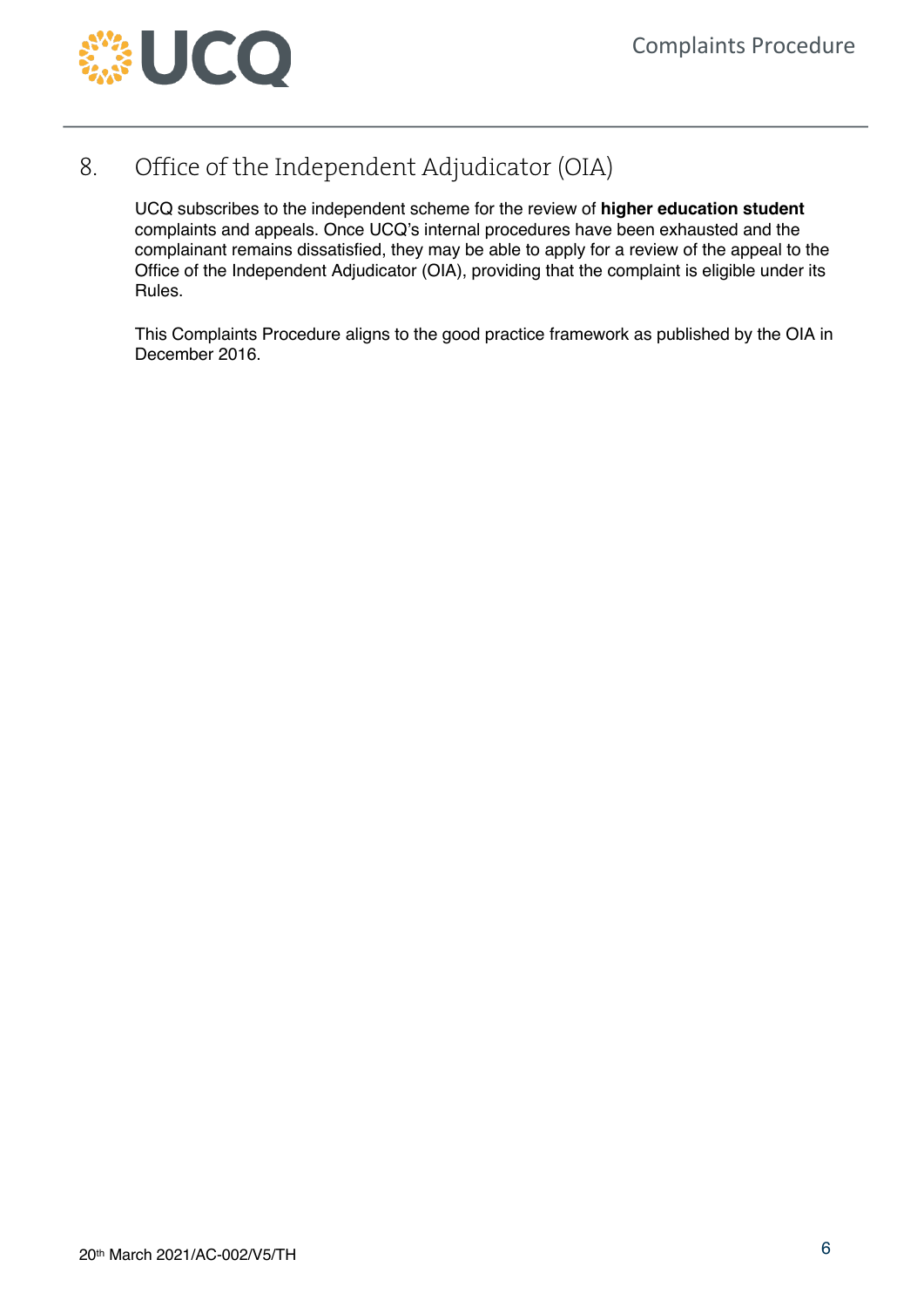## 8. Office of the Independent Adjudicator (OIA)

UCQ subscribes to the independent scheme for the review of **higher education student** complaints and appeals. Once UCQ's internal procedures have been exhausted and the complainant remains dissatisfied, they may be able to apply for a review of the appeal to the Office of the Independent Adjudicator (OIA), providing that the complaint is eligible under its Rules.

This Complaints Procedure aligns to the good practice framework as published by the OIA in December 2016.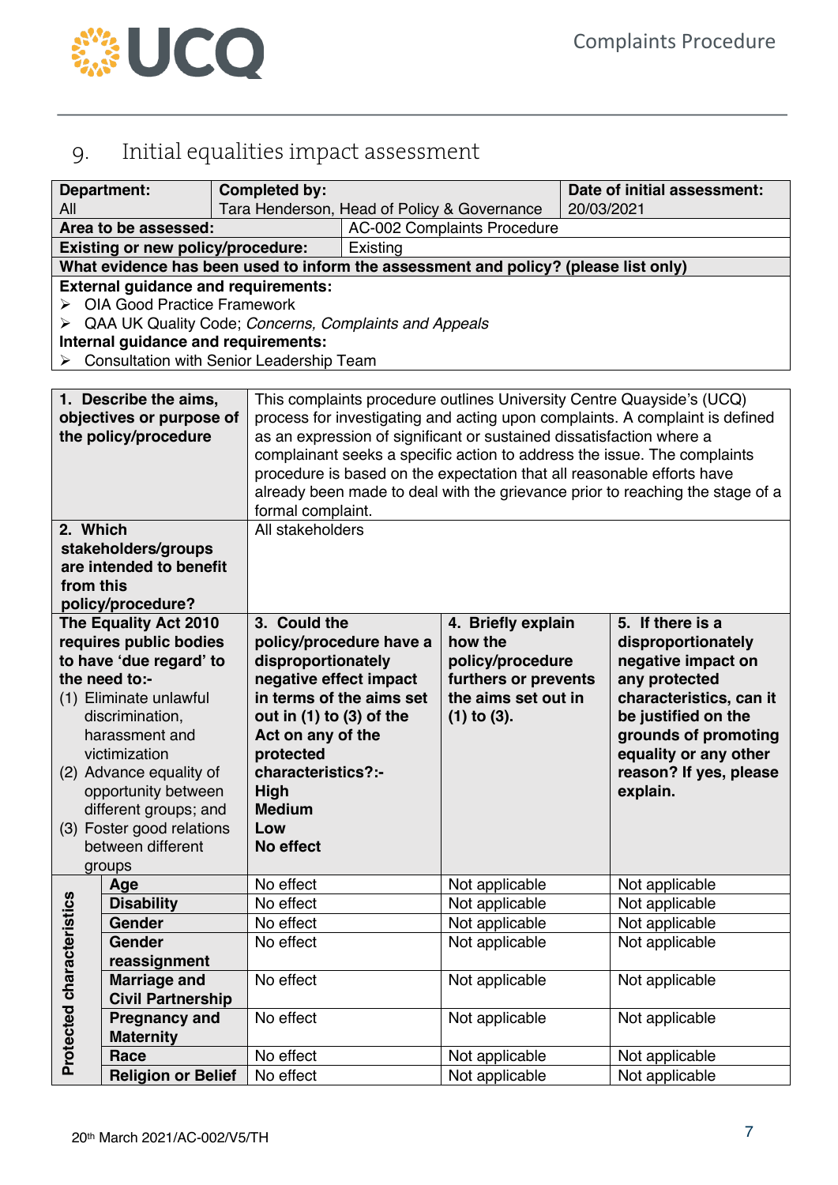## 9. Initial equalities impact assessment

| **Department:** All | **Completed by:** Tara Henderson, Head of Policy & Governance | **Date of initial assessment:** 20/03/2021 |
|---|---|---|
| **Area to be assessed:** | AC-002 Complaints Procedure | |
| **Existing or new policy/procedure:** | Existing | |

**What evidence has been used to inform the assessment and policy? (please list only)**

**External guidance and requirements:**

- OIA Good Practice Framework
- QAA UK Quality Code; *Concerns, Complaints and Appeals*

**Internal guidance and requirements:**

- Consultation with Senior Leadership Team

| | |
|---|---|
| **1. Describe the aims, objectives or purpose of the policy/procedure** | This complaints procedure outlines University Centre Quayside's (UCQ) process for investigating and acting upon complaints. A complaint is defined as an expression of significant or sustained dissatisfaction where a complainant seeks a specific action to address the issue. The complaints procedure is based on the expectation that all reasonable efforts have already been made to deal with the grievance prior to reaching the stage of a formal complaint. |
| **2. Which stakeholders/groups are intended to benefit from this policy/procedure?** | All stakeholders |

| **The Equality Act 2010 requires public bodies to have 'due regard' to the need to:-** (1) Eliminate unlawful discrimination, harassment and victimization (2) Advance equality of opportunity between different groups; and (3) Foster good relations between different groups | **3. Could the policy/procedure have a disproportionately negative effect impact in terms of the aims set out in (1) to (3) of the Act on any of the protected characteristics?:-** **High** **Medium** **Low** **No effect** | **4. Briefly explain how the policy/procedure furthers or prevents the aims set out in (1) to (3).** | **5. If there is a disproportionately negative impact on any protected characteristics, can it be justified on the grounds of promoting equality or any other reason? If yes, please explain.** |
|---|---|---|---|
| **Protected characteristics** | | | |
| **Age** | No effect | Not applicable | Not applicable |
| **Disability** | No effect | Not applicable | Not applicable |
| **Gender** | No effect | Not applicable | Not applicable |
| **Gender reassignment** | No effect | Not applicable | Not applicable |
| **Marriage and Civil Partnership** | No effect | Not applicable | Not applicable |
| **Pregnancy and Maternity** | No effect | Not applicable | Not applicable |
| **Race** | No effect | Not applicable | Not applicable |
| **Religion or Belief** | No effect | Not applicable | Not applicable |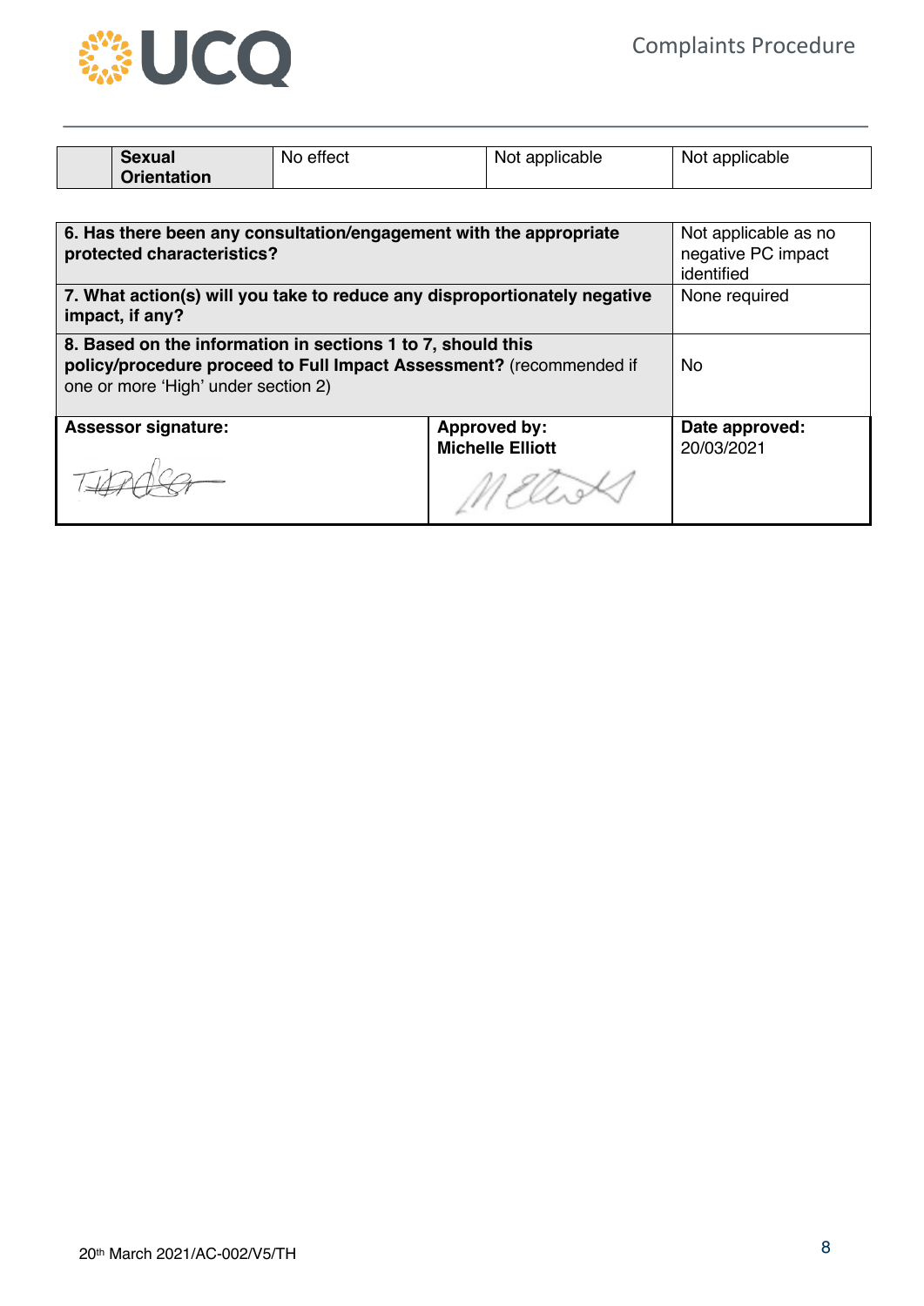| | | | | |
|---|---|---|---|---|
| | **Sexual Orientation** | No effect | Not applicable | Not applicable |

| | |
|---|---|
| **6. Has there been any consultation/engagement with the appropriate protected characteristics?** | Not applicable as no negative PC impact identified |
| **7. What action(s) will you take to reduce any disproportionately negative impact, if any?** | None required |
| **8. Based on the information in sections 1 to 7, should this policy/procedure proceed to Full Impact Assessment?** (recommended if one or more 'High' under section 2) | No |

| | | |
|---|---|---|
| **Assessor signature:** | **Approved by:** **Michelle Elliott** | **Date approved:** 20/03/2021 |

20th March 2021/AC-002/V5/TH